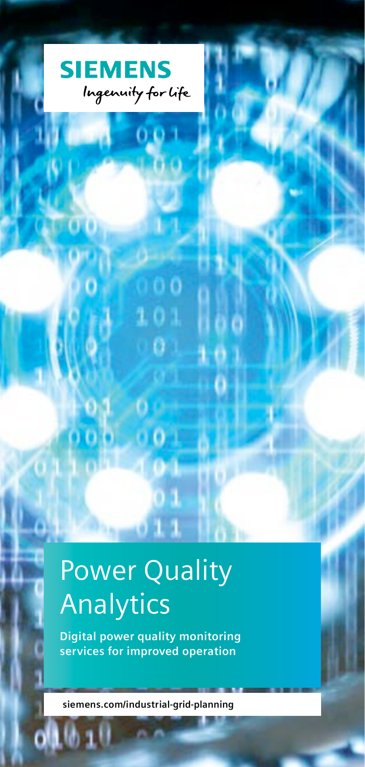SIEMENS

Ingenuity for life

# Power Quality Analytics

**Digital power quality monitoring services for improved operation**

**siemens.com/industrial-grid-planning**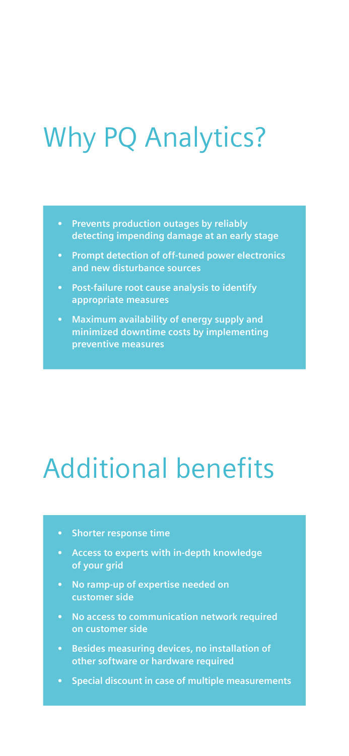# Why PQ Analytics?

- **Prevents production outages by reliably detecting impending damage at an early stage**
- **Prompt detection of off-tuned power electronics and new disturbance sources**
- **Post-failure root cause analysis to identify appropriate measures**
- **Maximum availability of energy supply and minimized downtime costs by implementing preventive measures**

# Additional benefits

- **Shorter response time**
- **Access to experts with in-depth knowledge of your grid**
- **No ramp-up of expertise needed on customer side**
- **No access to communication network required on customer side**
- **Besides measuring devices, no installation of other software or hardware required**
- **Special discount in case of multiple measurements**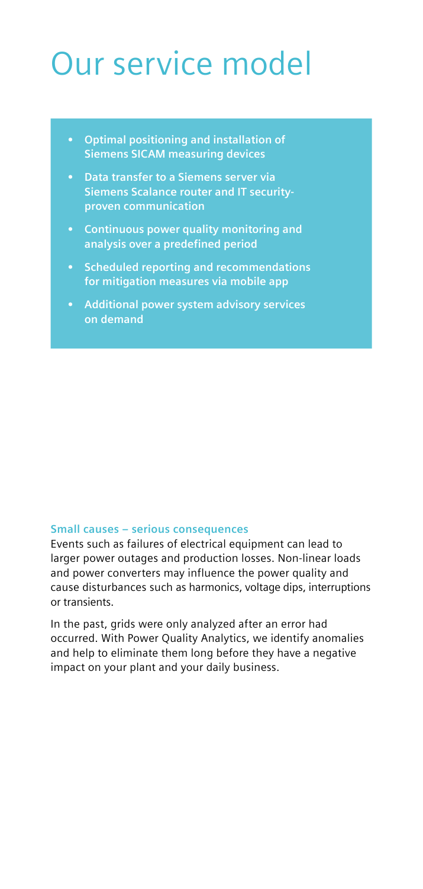# Our service model

- **Optimal positioning and installation of Siemens SICAM measuring devices**
- **Data transfer to a Siemens server via Siemens Scalance router and IT security-proven communication**
- **Continuous power quality monitoring and analysis over a predefined period**
- **Scheduled reporting and recommendations for mitigation measures via mobile app**
- **Additional power system advisory services on demand**

### Small causes – serious consequences

Events such as failures of electrical equipment can lead to larger power outages and production losses. Non-linear loads and power converters may influence the power quality and cause disturbances such as harmonics, voltage dips, interruptions or transients.

In the past, grids were only analyzed after an error had occurred. With Power Quality Analytics, we identify anomalies and help to eliminate them long before they have a negative impact on your plant and your daily business.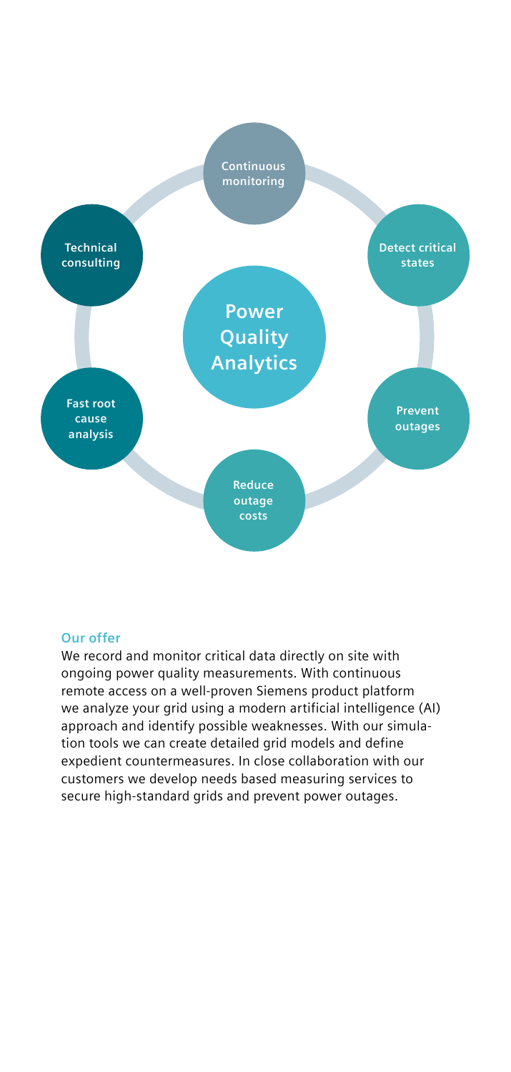**Power Quality Analytics**

- Continuous monitoring
- Detect critical states
- Prevent outages
- Reduce outage costs
- Fast root cause analysis
- Technical consulting

## Our offer

We record and monitor critical data directly on site with ongoing power quality measurements. With continuous remote access on a well-proven Siemens product platform we analyze your grid using a modern artificial intelligence (AI) approach and identify possible weaknesses. With our simulation tools we can create detailed grid models and define expedient countermeasures. In close collaboration with our customers we develop needs based measuring services to secure high-standard grids and prevent power outages.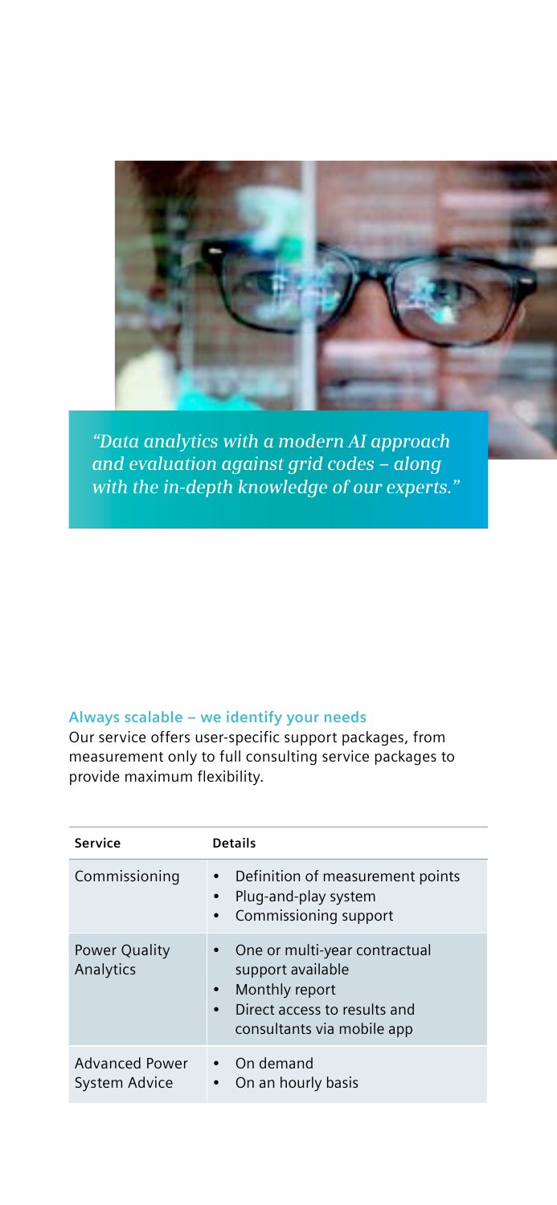*"Data analytics with a modern AI approach and evaluation against grid codes – along with the in-depth knowledge of our experts."*

**Always scalable – we identify your needs**

Our service offers user-specific support packages, from measurement only to full consulting service packages to provide maximum flexibility.

| Service | Details |
| --- | --- |
| Commissioning | • Definition of measurement points<br>• Plug-and-play system<br>• Commissioning support |
| Power Quality Analytics | • One or multi-year contractual support available<br>• Monthly report<br>• Direct access to results and consultants via mobile app |
| Advanced Power System Advice | • On demand<br>• On an hourly basis |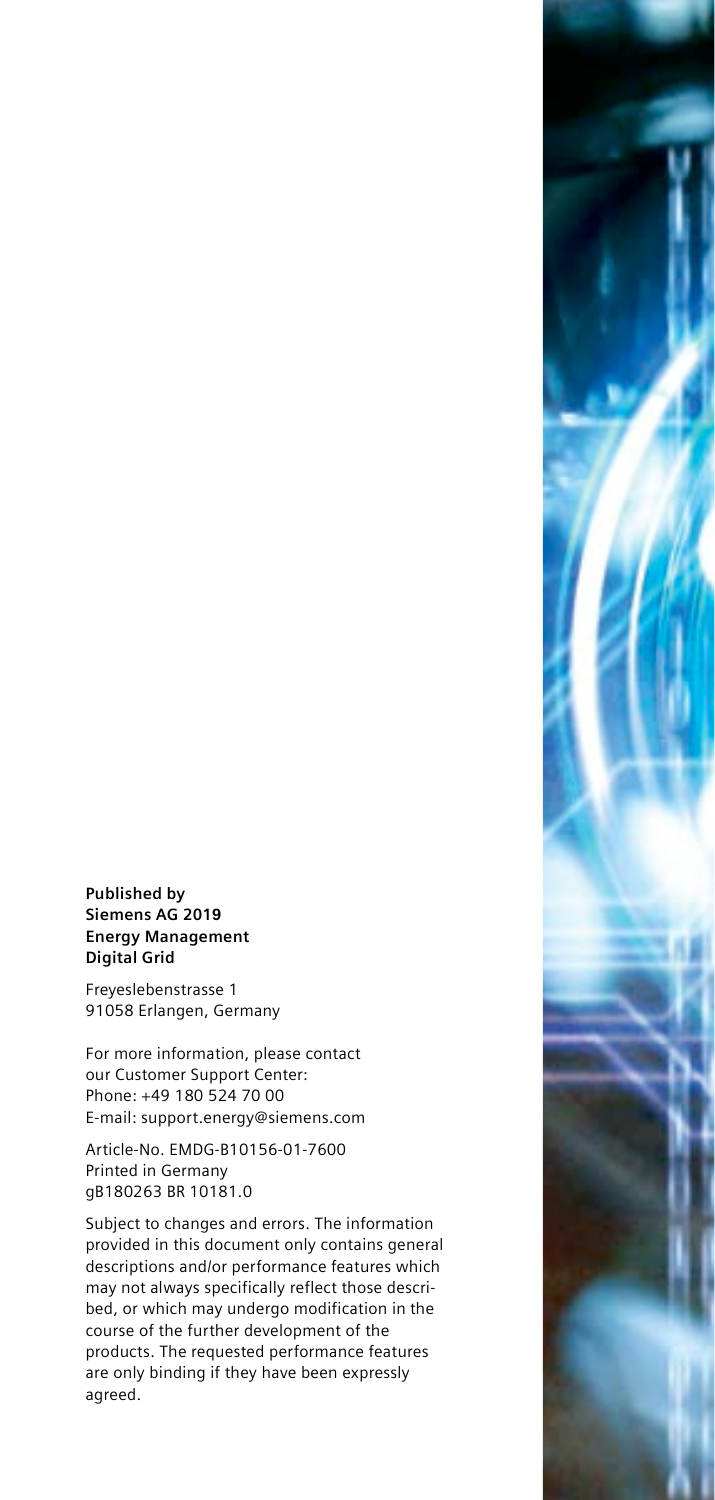**Published by**
**Siemens AG 2019**
**Energy Management**
**Digital Grid**

Freyeslebenstrasse 1
91058 Erlangen, Germany

For more information, please contact
our Customer Support Center:
Phone: +49 180 524 70 00
E-mail: support.energy@siemens.com

Article-No. EMDG-B10156-01-7600
Printed in Germany
gB180263 BR 10181.0

Subject to changes and errors. The information provided in this document only contains general descriptions and/or performance features which may not always specifically reflect those described, or which may undergo modification in the course of the further development of the products. The requested performance features are only binding if they have been expressly agreed.